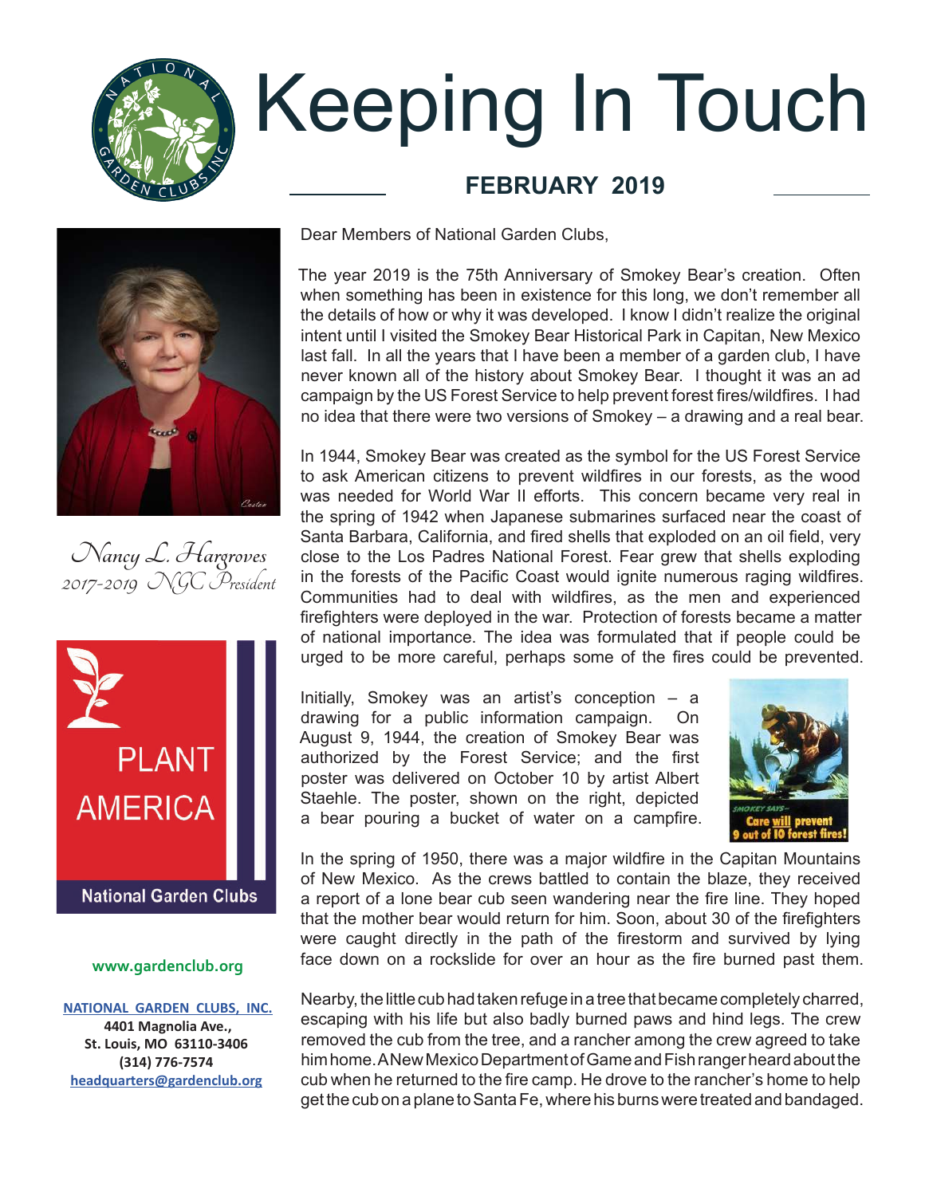# Keeping In Touch

## FEBRUARY 2019

*Nancy L. Hargroves*
*2017-2019 NGC President*

PLANT AMERICA

National Garden Clubs

www.gardenclub.org

**NATIONAL GARDEN CLUBS, INC.**
**4401 Magnolia Ave.,**
**St. Louis, MO 63110-3406**
**(314) 776-7574**
**headquarters@gardenclub.org**

Dear Members of National Garden Clubs,

The year 2019 is the 75th Anniversary of Smokey Bear's creation. Often when something has been in existence for this long, we don't remember all the details of how or why it was developed. I know I didn't realize the original intent until I visited the Smokey Bear Historical Park in Capitan, New Mexico last fall. In all the years that I have been a member of a garden club, I have never known all of the history about Smokey Bear. I thought it was an ad campaign by the US Forest Service to help prevent forest fires/wildfires. I had no idea that there were two versions of Smokey – a drawing and a real bear.

In 1944, Smokey Bear was created as the symbol for the US Forest Service to ask American citizens to prevent wildfires in our forests, as the wood was needed for World War II efforts. This concern became very real in the spring of 1942 when Japanese submarines surfaced near the coast of Santa Barbara, California, and fired shells that exploded on an oil field, very close to the Los Padres National Forest. Fear grew that shells exploding in the forests of the Pacific Coast would ignite numerous raging wildfires. Communities had to deal with wildfires, as the men and experienced firefighters were deployed in the war. Protection of forests became a matter of national importance. The idea was formulated that if people could be urged to be more careful, perhaps some of the fires could be prevented.

Initially, Smokey was an artist's conception – a drawing for a public information campaign. On August 9, 1944, the creation of Smokey Bear was authorized by the Forest Service; and the first poster was delivered on October 10 by artist Albert Staehle. The poster, shown on the right, depicted a bear pouring a bucket of water on a campfire.

SMOKEY SAYS–
Care will prevent
9 out of 10 forest fires!

In the spring of 1950, there was a major wildfire in the Capitan Mountains of New Mexico. As the crews battled to contain the blaze, they received a report of a lone bear cub seen wandering near the fire line. They hoped that the mother bear would return for him. Soon, about 30 of the firefighters were caught directly in the path of the firestorm and survived by lying face down on a rockslide for over an hour as the fire burned past them.

Nearby, the little cub had taken refuge in a tree that became completely charred, escaping with his life but also badly burned paws and hind legs. The crew removed the cub from the tree, and a rancher among the crew agreed to take him home. A New Mexico Department of Game and Fish ranger heard about the cub when he returned to the fire camp. He drove to the rancher's home to help get the cub on a plane to Santa Fe, where his burns were treated and bandaged.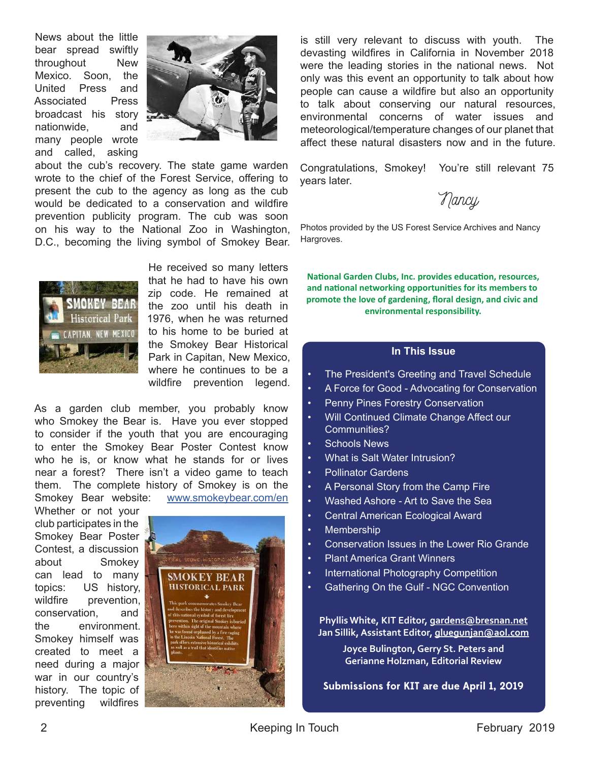News about the little bear spread swiftly throughout New Mexico. Soon, the United Press and Associated Press broadcast his story nationwide, and many people wrote and called, asking about the cub's recovery. The state game warden wrote to the chief of the Forest Service, offering to present the cub to the agency as long as the cub would be dedicated to a conservation and wildfire prevention publicity program. The cub was soon on his way to the National Zoo in Washington, D.C., becoming the living symbol of Smokey Bear.

He received so many letters that he had to have his own zip code. He remained at the zoo until his death in 1976, when he was returned to his home to be buried at the Smokey Bear Historical Park in Capitan, New Mexico, where he continues to be a wildfire prevention legend.

As a garden club member, you probably know who Smokey the Bear is. Have you ever stopped to consider if the youth that you are encouraging to enter the Smokey Bear Poster Contest know who he is, or know what he stands for or lives near a forest? There isn't a video game to teach them. The complete history of Smokey is on the Smokey Bear website: www.smokeybear.com/en

Whether or not your club participates in the Smokey Bear Poster Contest, a discussion about Smokey can lead to many topics: US history, wildfire prevention, conservation, and the environment. Smokey himself was created to meet a need during a major war in our country's history. The topic of preventing wildfires is still very relevant to discuss with youth. The devasting wildfires in California in November 2018 were the leading stories in the national news. Not only was this event an opportunity to talk about how people can cause a wildfire but also an opportunity to talk about conserving our natural resources, environmental concerns of water issues and meteorological/temperature changes of our planet that affect these natural disasters now and in the future.

Congratulations, Smokey! You're still relevant 75 years later.

*Nancy*

Photos provided by the US Forest Service Archives and Nancy Hargroves.

**National Garden Clubs, Inc. provides education, resources, and national networking opportunities for its members to promote the love of gardening, floral design, and civic and environmental responsibility.**

## In This Issue

- The President's Greeting and Travel Schedule
- A Force for Good - Advocating for Conservation
- Penny Pines Forestry Conservation
- Will Continued Climate Change Affect our Communities?
- Schools News
- What is Salt Water Intrusion?
- Pollinator Gardens
- A Personal Story from the Camp Fire
- Washed Ashore - Art to Save the Sea
- Central American Ecological Award
- Membership
- Conservation Issues in the Lower Rio Grande
- Plant America Grant Winners
- International Photography Competition
- Gathering On the Gulf - NGC Convention

**Phyllis White, KIT Editor, gardens@bresnan.net**
**Jan Sillik, Assistant Editor, gluegunjan@aol.com**

**Joyce Bulington, Gerry St. Peters and Gerianne Holzman, Editorial Review**

**Submissions for KIT are due April 1, 2019**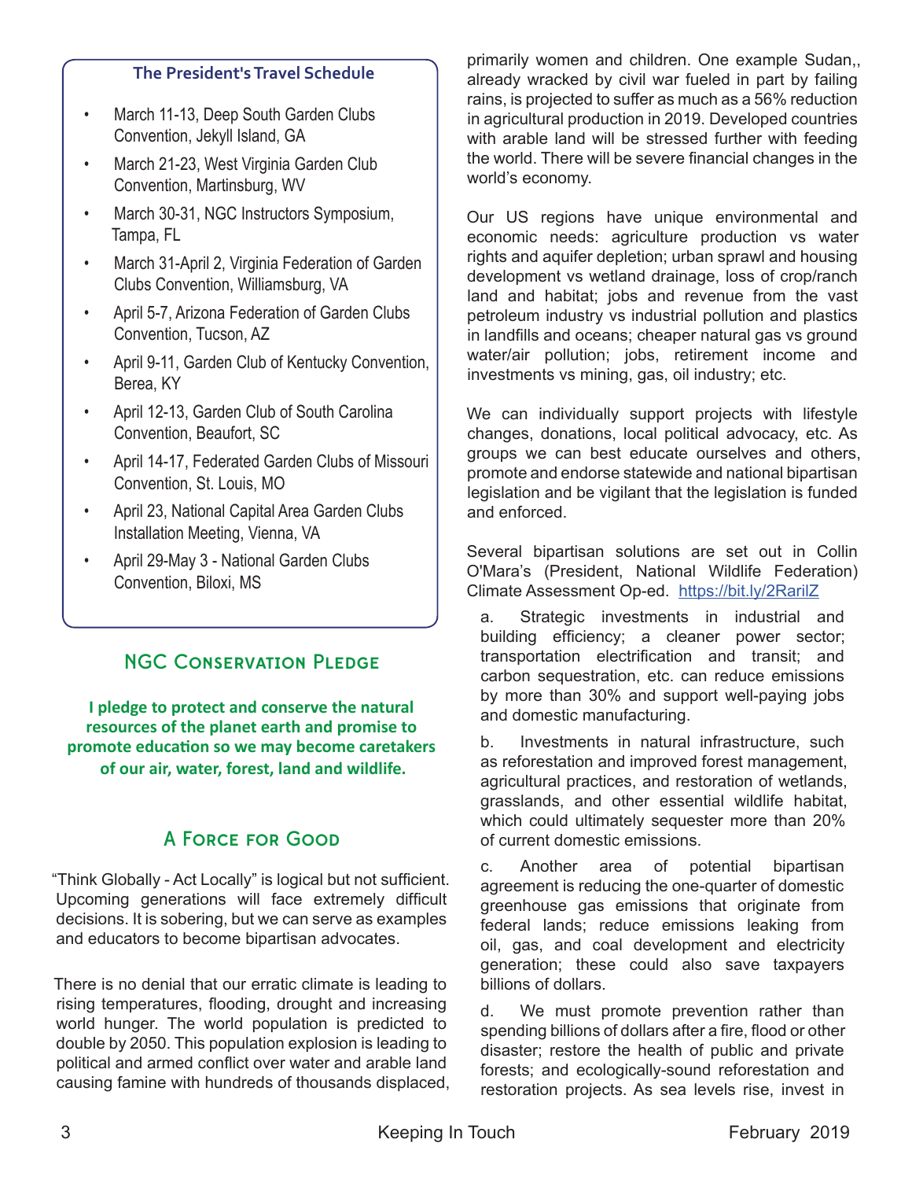### The President's Travel Schedule

- March 11-13, Deep South Garden Clubs Convention, Jekyll Island, GA
- March 21-23, West Virginia Garden Club Convention, Martinsburg, WV
- March 30-31, NGC Instructors Symposium, Tampa, FL
- March 31-April 2, Virginia Federation of Garden Clubs Convention, Williamsburg, VA
- April 5-7, Arizona Federation of Garden Clubs Convention, Tucson, AZ
- April 9-11, Garden Club of Kentucky Convention, Berea, KY
- April 12-13, Garden Club of South Carolina Convention, Beaufort, SC
- April 14-17, Federated Garden Clubs of Missouri Convention, St. Louis, MO
- April 23, National Capital Area Garden Clubs Installation Meeting, Vienna, VA
- April 29-May 3 - National Garden Clubs Convention, Biloxi, MS

## NGC Conservation Pledge

**I pledge to protect and conserve the natural resources of the planet earth and promise to promote education so we may become caretakers of our air, water, forest, land and wildlife.**

## A Force for Good

"Think Globally - Act Locally" is logical but not sufficient. Upcoming generations will face extremely difficult decisions. It is sobering, but we can serve as examples and educators to become bipartisan advocates.

There is no denial that our erratic climate is leading to rising temperatures, flooding, drought and increasing world hunger. The world population is predicted to double by 2050. This population explosion is leading to political and armed conflict over water and arable land causing famine with hundreds of thousands displaced, primarily women and children. One example Sudan,, already wracked by civil war fueled in part by failing rains, is projected to suffer as much as a 56% reduction in agricultural production in 2019. Developed countries with arable land will be stressed further with feeding the world. There will be severe financial changes in the world's economy.

Our US regions have unique environmental and economic needs: agriculture production vs water rights and aquifer depletion; urban sprawl and housing development vs wetland drainage, loss of crop/ranch land and habitat; jobs and revenue from the vast petroleum industry vs industrial pollution and plastics in landfills and oceans; cheaper natural gas vs ground water/air pollution; jobs, retirement income and investments vs mining, gas, oil industry; etc.

We can individually support projects with lifestyle changes, donations, local political advocacy, etc. As groups we can best educate ourselves and others, promote and endorse statewide and national bipartisan legislation and be vigilant that the legislation is funded and enforced.

Several bipartisan solutions are set out in Collin O'Mara's (President, National Wildlife Federation) Climate Assessment Op-ed. https://bit.ly/2RarilZ

a. Strategic investments in industrial and building efficiency; a cleaner power sector; transportation electrification and transit; and carbon sequestration, etc. can reduce emissions by more than 30% and support well-paying jobs and domestic manufacturing.

b. Investments in natural infrastructure, such as reforestation and improved forest management, agricultural practices, and restoration of wetlands, grasslands, and other essential wildlife habitat, which could ultimately sequester more than 20% of current domestic emissions.

c. Another area of potential bipartisan agreement is reducing the one-quarter of domestic greenhouse gas emissions that originate from federal lands; reduce emissions leaking from oil, gas, and coal development and electricity generation; these could also save taxpayers billions of dollars.

d. We must promote prevention rather than spending billions of dollars after a fire, flood or other disaster; restore the health of public and private forests; and ecologically-sound reforestation and restoration projects. As sea levels rise, invest in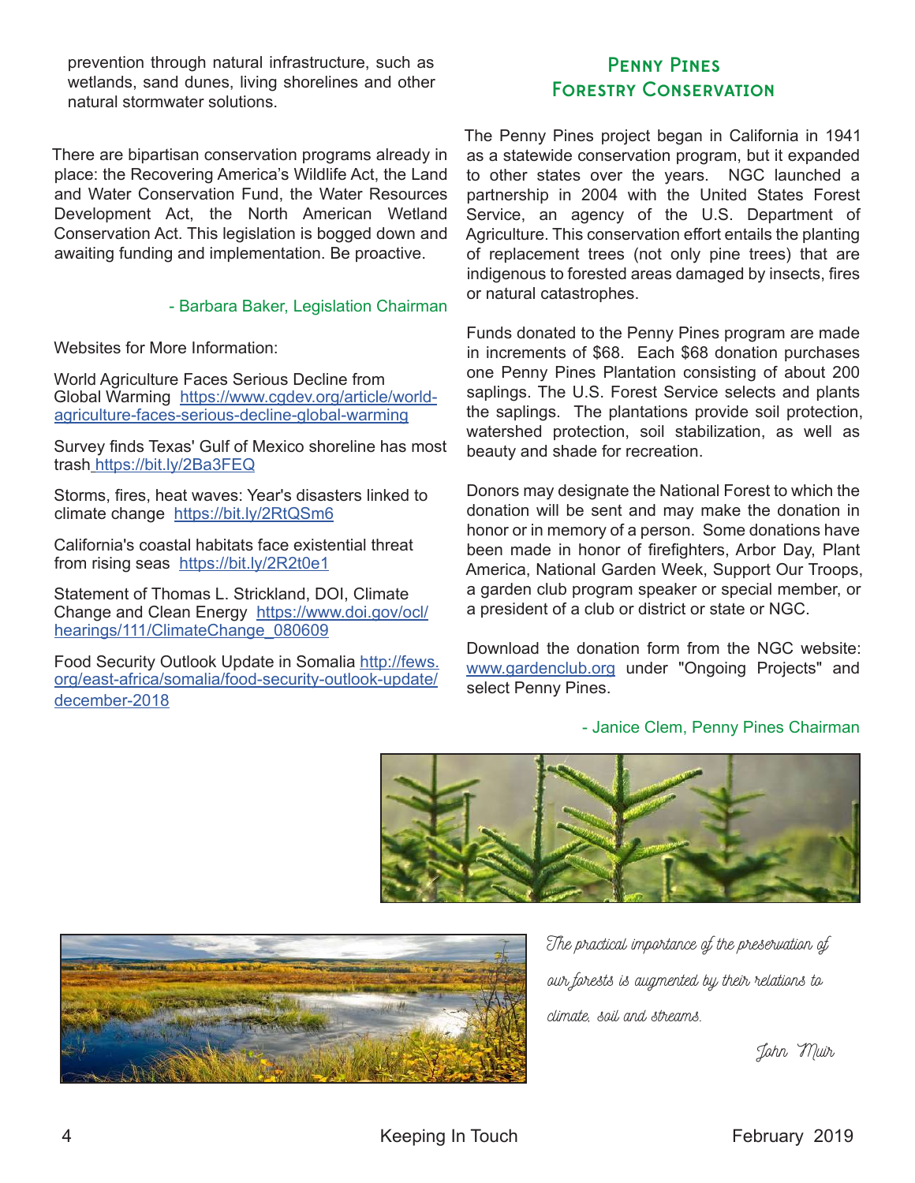prevention through natural infrastructure, such as wetlands, sand dunes, living shorelines and other natural stormwater solutions.

There are bipartisan conservation programs already in place: the Recovering America's Wildlife Act, the Land and Water Conservation Fund, the Water Resources Development Act, the North American Wetland Conservation Act. This legislation is bogged down and awaiting funding and implementation. Be proactive.

- Barbara Baker, Legislation Chairman

Websites for More Information:

World Agriculture Faces Serious Decline from Global Warming https://www.cgdev.org/article/world-agriculture-faces-serious-decline-global-warming

Survey finds Texas' Gulf of Mexico shoreline has most trash https://bit.ly/2Ba3FEQ

Storms, fires, heat waves: Year's disasters linked to climate change https://bit.ly/2RtQSm6

California's coastal habitats face existential threat from rising seas https://bit.ly/2R2t0e1

Statement of Thomas L. Strickland, DOI, Climate Change and Clean Energy https://www.doi.gov/ocl/hearings/111/ClimateChange_080609

Food Security Outlook Update in Somalia http://fews.org/east-africa/somalia/food-security-outlook-update/december-2018

## Penny Pines Forestry Conservation

The Penny Pines project began in California in 1941 as a statewide conservation program, but it expanded to other states over the years. NGC launched a partnership in 2004 with the United States Forest Service, an agency of the U.S. Department of Agriculture. This conservation effort entails the planting of replacement trees (not only pine trees) that are indigenous to forested areas damaged by insects, fires or natural catastrophes.

Funds donated to the Penny Pines program are made in increments of $68. Each $68 donation purchases one Penny Pines Plantation consisting of about 200 saplings. The U.S. Forest Service selects and plants the saplings. The plantations provide soil protection, watershed protection, soil stabilization, as well as beauty and shade for recreation.

Donors may designate the National Forest to which the donation will be sent and may make the donation in honor or in memory of a person. Some donations have been made in honor of firefighters, Arbor Day, Plant America, National Garden Week, Support Our Troops, a garden club program speaker or special member, or a president of a club or district or state or NGC.

Download the donation form from the NGC website: www.gardenclub.org under "Ongoing Projects" and select Penny Pines.

- Janice Clem, Penny Pines Chairman

*The practical importance of the preservation of our forests is augmented by their relations to climate, soil and streams.*

*John Muir*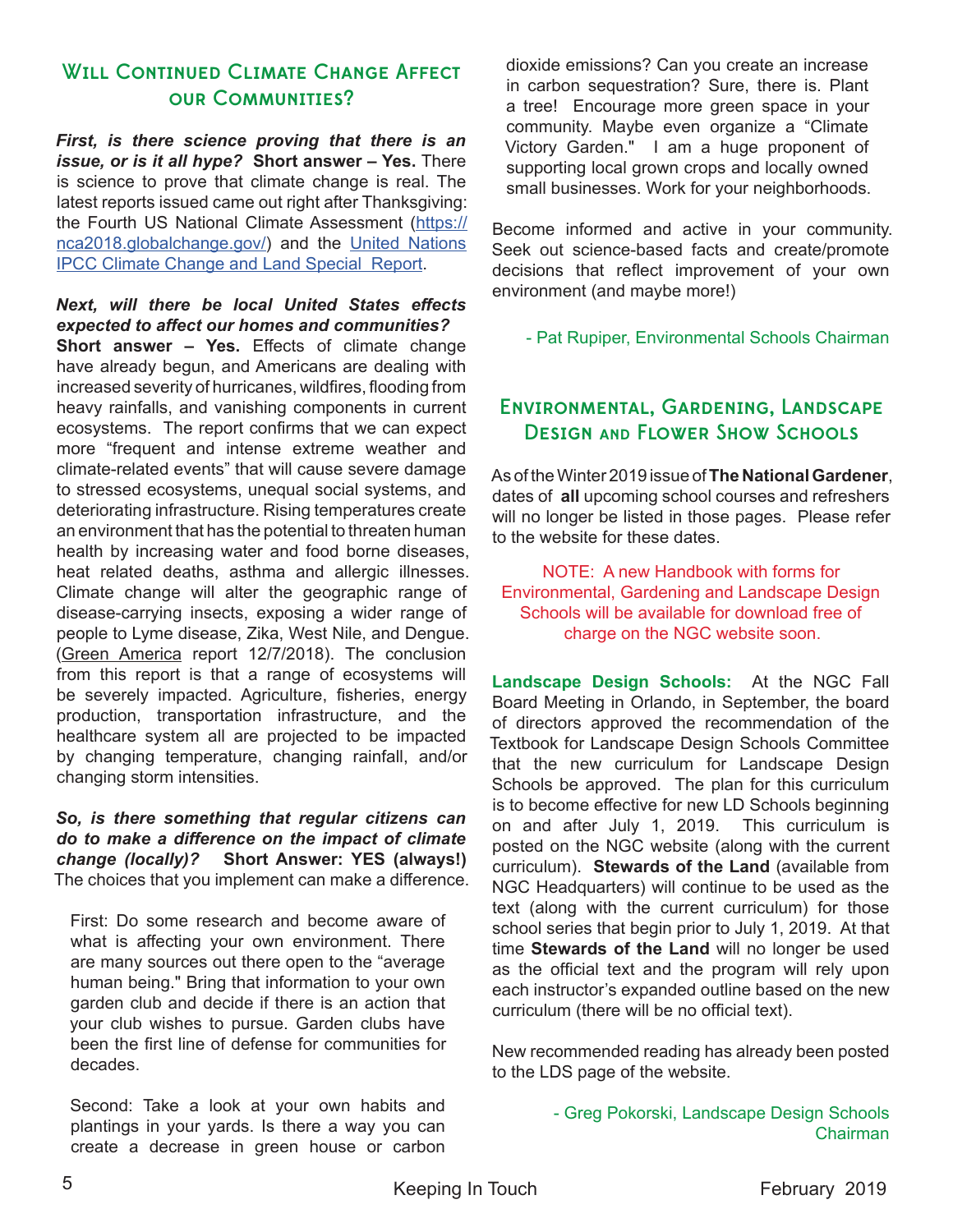## Will Continued Climate Change Affect our Communities?

***First, is there science proving that there is an issue, or is it all hype?*** **Short answer – Yes.** There is science to prove that climate change is real. The latest reports issued came out right after Thanksgiving: the Fourth US National Climate Assessment ([https://nca2018.globalchange.gov/](https://nca2018.globalchange.gov/)) and the United Nations IPCC Climate Change and Land Special Report.

***Next, will there be local United States effects expected to affect our homes and communities?*** **Short answer – Yes.** Effects of climate change have already begun, and Americans are dealing with increased severity of hurricanes, wildfires, flooding from heavy rainfalls, and vanishing components in current ecosystems. The report confirms that we can expect more "frequent and intense extreme weather and climate-related events" that will cause severe damage to stressed ecosystems, unequal social systems, and deteriorating infrastructure. Rising temperatures create an environment that has the potential to threaten human health by increasing water and food borne diseases, heat related deaths, asthma and allergic illnesses. Climate change will alter the geographic range of disease-carrying insects, exposing a wider range of people to Lyme disease, Zika, West Nile, and Dengue. (Green America report 12/7/2018). The conclusion from this report is that a range of ecosystems will be severely impacted. Agriculture, fisheries, energy production, transportation infrastructure, and the healthcare system all are projected to be impacted by changing temperature, changing rainfall, and/or changing storm intensities.

***So, is there something that regular citizens can do to make a difference on the impact of climate change (locally)?*** **Short Answer: YES (always!)** The choices that you implement can make a difference.

First: Do some research and become aware of what is affecting your own environment. There are many sources out there open to the "average human being." Bring that information to your own garden club and decide if there is an action that your club wishes to pursue. Garden clubs have been the first line of defense for communities for decades.

Second: Take a look at your own habits and plantings in your yards. Is there a way you can create a decrease in green house or carbon dioxide emissions? Can you create an increase in carbon sequestration? Sure, there is. Plant a tree! Encourage more green space in your community. Maybe even organize a "Climate Victory Garden." I am a huge proponent of supporting local grown crops and locally owned small businesses. Work for your neighborhoods.

Become informed and active in your community. Seek out science-based facts and create/promote decisions that reflect improvement of your own environment (and maybe more!)

- Pat Rupiper, Environmental Schools Chairman

## Environmental, Gardening, Landscape Design and Flower Show Schools

As of the Winter 2019 issue of **The National Gardener**, dates of **all** upcoming school courses and refreshers will no longer be listed in those pages. Please refer to the website for these dates.

NOTE: A new Handbook with forms for Environmental, Gardening and Landscape Design Schools will be available for download free of charge on the NGC website soon.

**Landscape Design Schools:** At the NGC Fall Board Meeting in Orlando, in September, the board of directors approved the recommendation of the Textbook for Landscape Design Schools Committee that the new curriculum for Landscape Design Schools be approved. The plan for this curriculum is to become effective for new LD Schools beginning on and after July 1, 2019. This curriculum is posted on the NGC website (along with the current curriculum). **Stewards of the Land** (available from NGC Headquarters) will continue to be used as the text (along with the current curriculum) for those school series that begin prior to July 1, 2019. At that time **Stewards of the Land** will no longer be used as the official text and the program will rely upon each instructor's expanded outline based on the new curriculum (there will be no official text).

New recommended reading has already been posted to the LDS page of the website.

- Greg Pokorski, Landscape Design Schools Chairman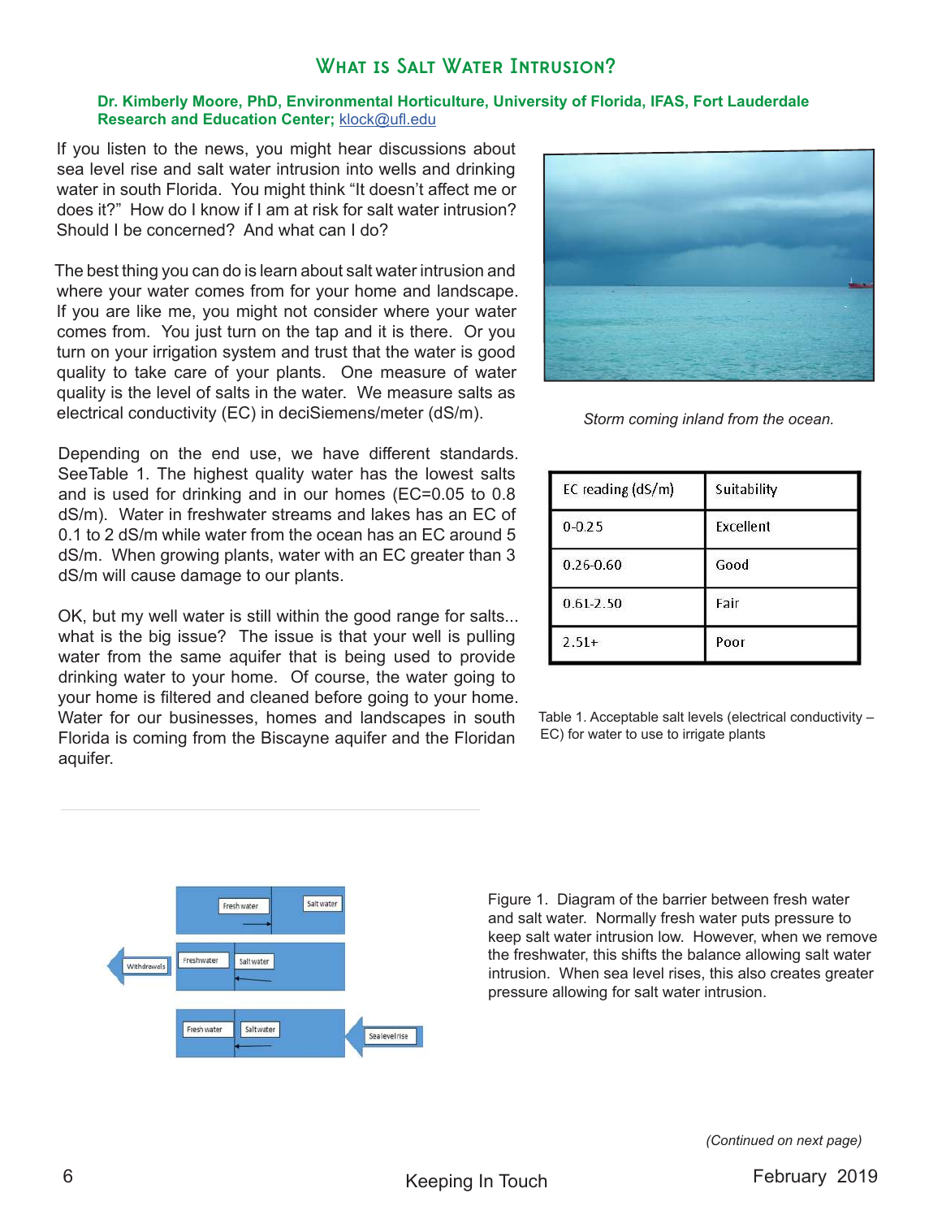# What is Salt Water Intrusion?

**Dr. Kimberly Moore, PhD, Environmental Horticulture, University of Florida, IFAS, Fort Lauderdale Research and Education Center; klock@ufl.edu**

If you listen to the news, you might hear discussions about sea level rise and salt water intrusion into wells and drinking water in south Florida. You might think "It doesn't affect me or does it?" How do I know if I am at risk for salt water intrusion? Should I be concerned? And what can I do?

The best thing you can do is learn about salt water intrusion and where your water comes from for your home and landscape. If you are like me, you might not consider where your water comes from. You just turn on the tap and it is there. Or you turn on your irrigation system and trust that the water is good quality to take care of your plants. One measure of water quality is the level of salts in the water. We measure salts as electrical conductivity (EC) in deciSiemens/meter (dS/m).

*Storm coming inland from the ocean.*

Depending on the end use, we have different standards. SeeTable 1. The highest quality water has the lowest salts and is used for drinking and in our homes (EC=0.05 to 0.8 dS/m). Water in freshwater streams and lakes has an EC of 0.1 to 2 dS/m while water from the ocean has an EC around 5 dS/m. When growing plants, water with an EC greater than 3 dS/m will cause damage to our plants.

| EC reading (dS/m) | Suitability |
|---|---|
| 0-0.25 | Excellent |
| 0.26-0.60 | Good |
| 0.61-2.50 | Fair |
| 2.51+ | Poor |

Table 1. Acceptable salt levels (electrical conductivity – EC) for water to use to irrigate plants

OK, but my well water is still within the good range for salts... what is the big issue? The issue is that your well is pulling water from the same aquifer that is being used to provide drinking water to your home. Of course, the water going to your home is filtered and cleaned before going to your home. Water for our businesses, homes and landscapes in south Florida is coming from the Biscayne aquifer and the Floridan aquifer.

Fresh water
Salt water
Withdrawals
Freshwater
Salt water
Fresh water
Salt water
Sea level rise

Figure 1. Diagram of the barrier between fresh water and salt water. Normally fresh water puts pressure to keep salt water intrusion low. However, when we remove the freshwater, this shifts the balance allowing salt water intrusion. When sea level rises, this also creates greater pressure allowing for salt water intrusion.

*(Continued on next page)*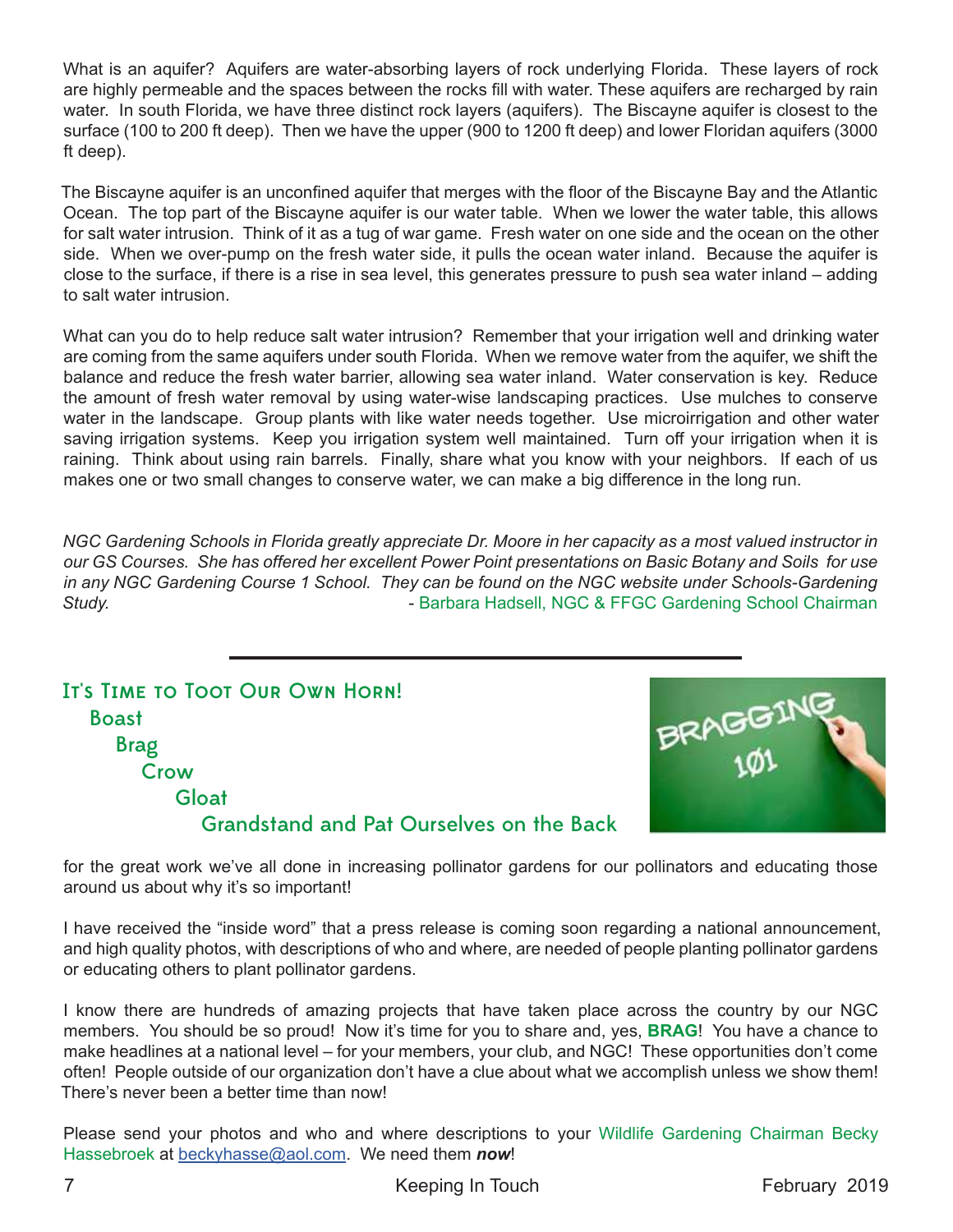What is an aquifer? Aquifers are water-absorbing layers of rock underlying Florida. These layers of rock are highly permeable and the spaces between the rocks fill with water. These aquifers are recharged by rain water. In south Florida, we have three distinct rock layers (aquifers). The Biscayne aquifer is closest to the surface (100 to 200 ft deep). Then we have the upper (900 to 1200 ft deep) and lower Floridan aquifers (3000 ft deep).

The Biscayne aquifer is an unconfined aquifer that merges with the floor of the Biscayne Bay and the Atlantic Ocean. The top part of the Biscayne aquifer is our water table. When we lower the water table, this allows for salt water intrusion. Think of it as a tug of war game. Fresh water on one side and the ocean on the other side. When we over-pump on the fresh water side, it pulls the ocean water inland. Because the aquifer is close to the surface, if there is a rise in sea level, this generates pressure to push sea water inland – adding to salt water intrusion.

What can you do to help reduce salt water intrusion? Remember that your irrigation well and drinking water are coming from the same aquifers under south Florida. When we remove water from the aquifer, we shift the balance and reduce the fresh water barrier, allowing sea water inland. Water conservation is key. Reduce the amount of fresh water removal by using water-wise landscaping practices. Use mulches to conserve water in the landscape. Group plants with like water needs together. Use microirrigation and other water saving irrigation systems. Keep you irrigation system well maintained. Turn off your irrigation when it is raining. Think about using rain barrels. Finally, share what you know with your neighbors. If each of us makes one or two small changes to conserve water, we can make a big difference in the long run.

*NGC Gardening Schools in Florida greatly appreciate Dr. Moore in her capacity as a most valued instructor in our GS Courses. She has offered her excellent Power Point presentations on Basic Botany and Soils for use in any NGC Gardening Course 1 School. They can be found on the NGC website under Schools-Gardening Study.* - Barbara Hadsell, NGC & FFGC Gardening School Chairman

---

## It's Time to Toot Our Own Horn!

Boast
Brag
Crow
Gloat
Grandstand and Pat Ourselves on the Back

for the great work we've all done in increasing pollinator gardens for our pollinators and educating those around us about why it's so important!

I have received the "inside word" that a press release is coming soon regarding a national announcement, and high quality photos, with descriptions of who and where, are needed of people planting pollinator gardens or educating others to plant pollinator gardens.

I know there are hundreds of amazing projects that have taken place across the country by our NGC members. You should be so proud! Now it's time for you to share and, yes, **BRAG**! You have a chance to make headlines at a national level – for your members, your club, and NGC! These opportunities don't come often! People outside of our organization don't have a clue about what we accomplish unless we show them! There's never been a better time than now!

Please send your photos and who and where descriptions to your Wildlife Gardening Chairman Becky Hassebroek at beckyhasse@aol.com. We need them ***now***!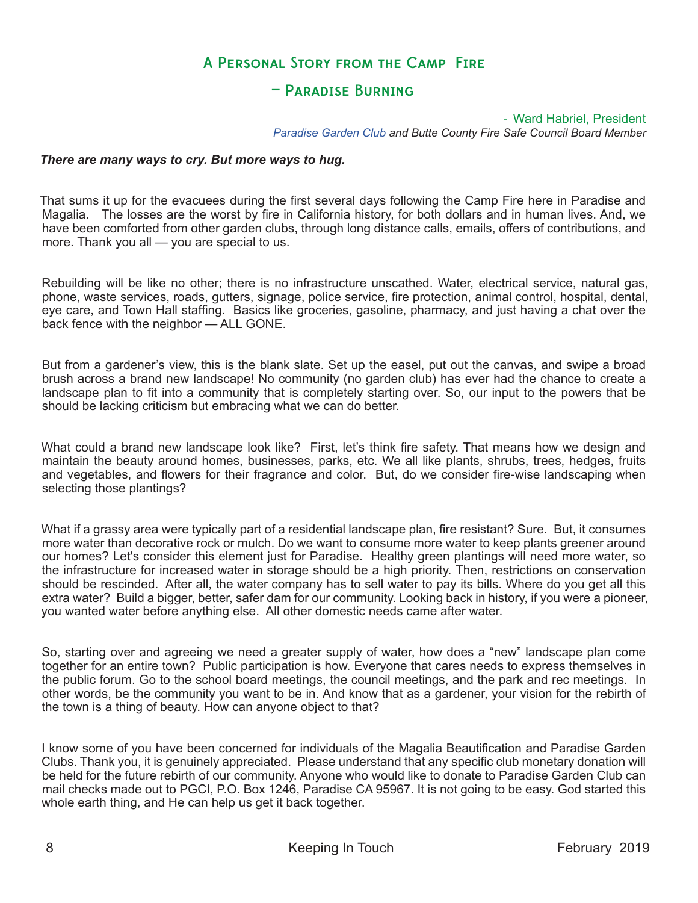## A Personal Story from the Camp Fire

## – Paradise Burning

- Ward Habriel, President

*Paradise Garden Club and Butte County Fire Safe Council Board Member*

***There are many ways to cry. But more ways to hug.***

That sums it up for the evacuees during the first several days following the Camp Fire here in Paradise and Magalia. The losses are the worst by fire in California history, for both dollars and in human lives. And, we have been comforted from other garden clubs, through long distance calls, emails, offers of contributions, and more. Thank you all — you are special to us.

Rebuilding will be like no other; there is no infrastructure unscathed. Water, electrical service, natural gas, phone, waste services, roads, gutters, signage, police service, fire protection, animal control, hospital, dental, eye care, and Town Hall staffing. Basics like groceries, gasoline, pharmacy, and just having a chat over the back fence with the neighbor — ALL GONE.

But from a gardener's view, this is the blank slate. Set up the easel, put out the canvas, and swipe a broad brush across a brand new landscape! No community (no garden club) has ever had the chance to create a landscape plan to fit into a community that is completely starting over. So, our input to the powers that be should be lacking criticism but embracing what we can do better.

What could a brand new landscape look like? First, let's think fire safety. That means how we design and maintain the beauty around homes, businesses, parks, etc. We all like plants, shrubs, trees, hedges, fruits and vegetables, and flowers for their fragrance and color. But, do we consider fire-wise landscaping when selecting those plantings?

What if a grassy area were typically part of a residential landscape plan, fire resistant? Sure. But, it consumes more water than decorative rock or mulch. Do we want to consume more water to keep plants greener around our homes? Let's consider this element just for Paradise. Healthy green plantings will need more water, so the infrastructure for increased water in storage should be a high priority. Then, restrictions on conservation should be rescinded. After all, the water company has to sell water to pay its bills. Where do you get all this extra water? Build a bigger, better, safer dam for our community. Looking back in history, if you were a pioneer, you wanted water before anything else. All other domestic needs came after water.

So, starting over and agreeing we need a greater supply of water, how does a "new" landscape plan come together for an entire town? Public participation is how. Everyone that cares needs to express themselves in the public forum. Go to the school board meetings, the council meetings, and the park and rec meetings. In other words, be the community you want to be in. And know that as a gardener, your vision for the rebirth of the town is a thing of beauty. How can anyone object to that?

I know some of you have been concerned for individuals of the Magalia Beautification and Paradise Garden Clubs. Thank you, it is genuinely appreciated. Please understand that any specific club monetary donation will be held for the future rebirth of our community. Anyone who would like to donate to Paradise Garden Club can mail checks made out to PGCI, P.O. Box 1246, Paradise CA 95967. It is not going to be easy. God started this whole earth thing, and He can help us get it back together.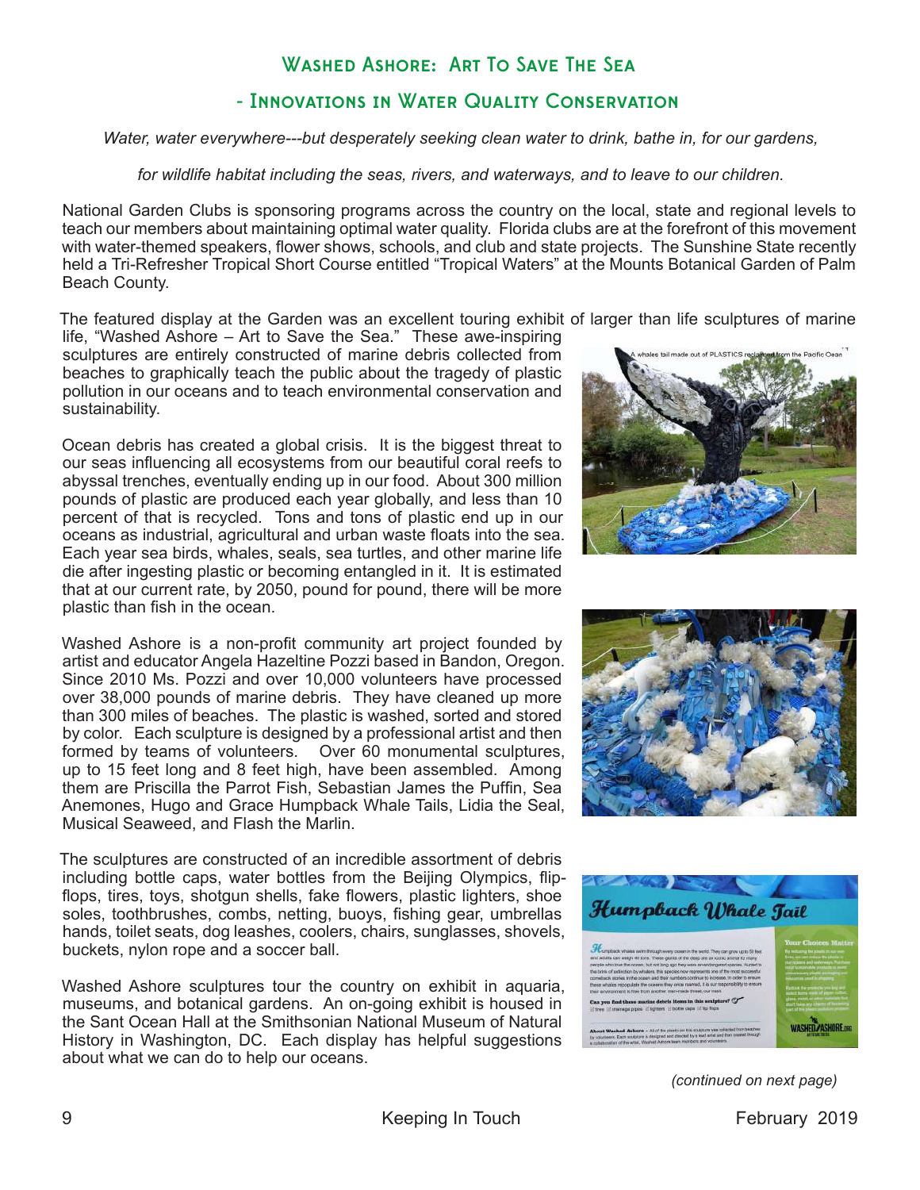## Washed Ashore: Art To Save The Sea

### - Innovations in Water Quality Conservation

*Water, water everywhere---but desperately seeking clean water to drink, bathe in, for our gardens,*

*for wildlife habitat including the seas, rivers, and waterways, and to leave to our children.*

National Garden Clubs is sponsoring programs across the country on the local, state and regional levels to teach our members about maintaining optimal water quality. Florida clubs are at the forefront of this movement with water-themed speakers, flower shows, schools, and club and state projects. The Sunshine State recently held a Tri-Refresher Tropical Short Course entitled "Tropical Waters" at the Mounts Botanical Garden of Palm Beach County.

The featured display at the Garden was an excellent touring exhibit of larger than life sculptures of marine life, "Washed Ashore – Art to Save the Sea." These awe-inspiring sculptures are entirely constructed of marine debris collected from beaches to graphically teach the public about the tragedy of plastic pollution in our oceans and to teach environmental conservation and sustainability.

Ocean debris has created a global crisis. It is the biggest threat to our seas influencing all ecosystems from our beautiful coral reefs to abyssal trenches, eventually ending up in our food. About 300 million pounds of plastic are produced each year globally, and less than 10 percent of that is recycled. Tons and tons of plastic end up in our oceans as industrial, agricultural and urban waste floats into the sea. Each year sea birds, whales, seals, sea turtles, and other marine life die after ingesting plastic or becoming entangled in it. It is estimated that at our current rate, by 2050, pound for pound, there will be more plastic than fish in the ocean.

Washed Ashore is a non-profit community art project founded by artist and educator Angela Hazeltine Pozzi based in Bandon, Oregon. Since 2010 Ms. Pozzi and over 10,000 volunteers have processed over 38,000 pounds of marine debris. They have cleaned up more than 300 miles of beaches. The plastic is washed, sorted and stored by color. Each sculpture is designed by a professional artist and then formed by teams of volunteers. Over 60 monumental sculptures, up to 15 feet long and 8 feet high, have been assembled. Among them are Priscilla the Parrot Fish, Sebastian James the Puffin, Sea Anemones, Hugo and Grace Humpback Whale Tails, Lidia the Seal, Musical Seaweed, and Flash the Marlin.

The sculptures are constructed of an incredible assortment of debris including bottle caps, water bottles from the Beijing Olympics, flip-flops, tires, toys, shotgun shells, fake flowers, plastic lighters, shoe soles, toothbrushes, combs, netting, buoys, fishing gear, umbrellas hands, toilet seats, dog leashes, coolers, chairs, sunglasses, shovels, buckets, nylon rope and a soccer ball.

Washed Ashore sculptures tour the country on exhibit in aquaria, museums, and botanical gardens. An on-going exhibit is housed in the Sant Ocean Hall at the Smithsonian National Museum of Natural History in Washington, DC. Each display has helpful suggestions about what we can do to help our oceans.

*(continued on next page)*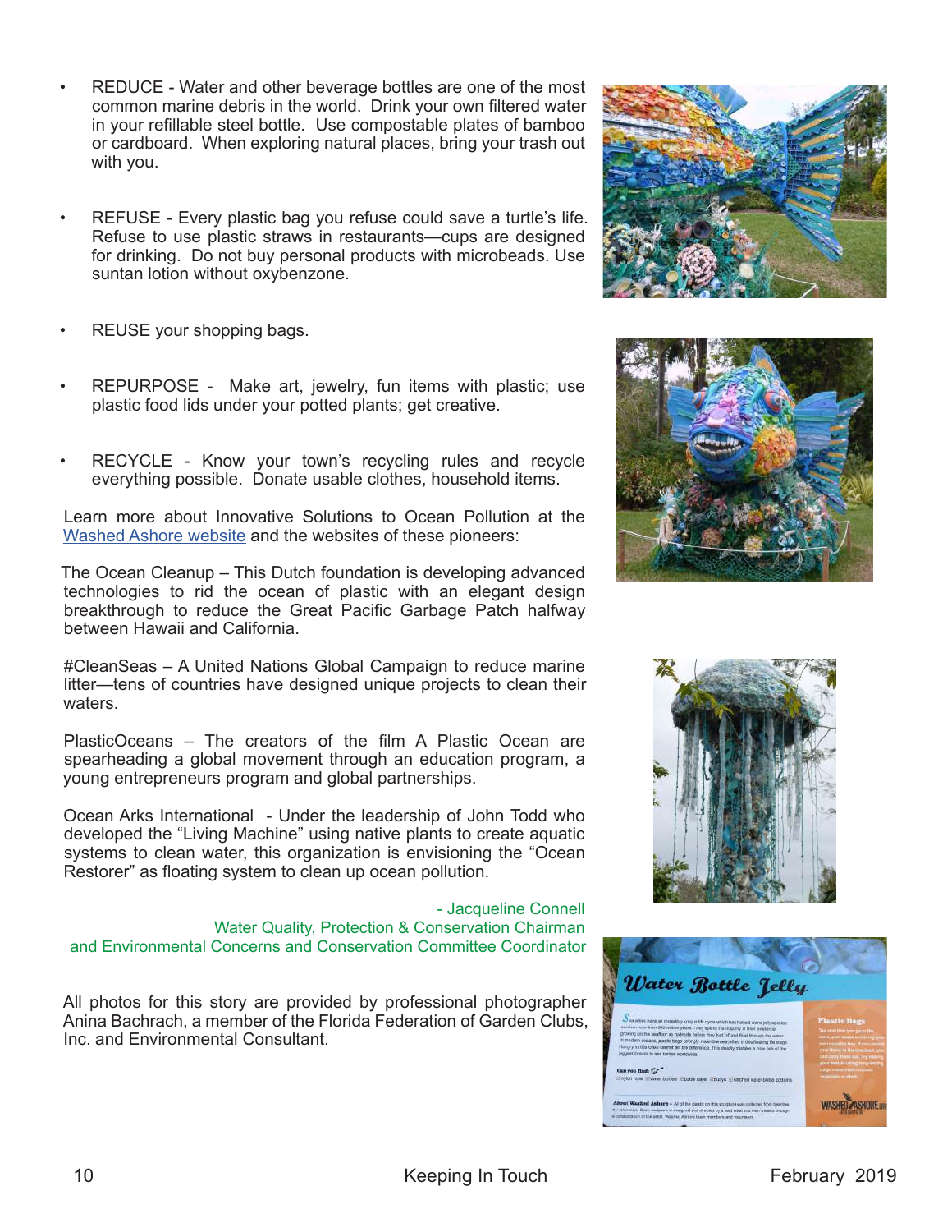- REDUCE - Water and other beverage bottles are one of the most common marine debris in the world. Drink your own filtered water in your refillable steel bottle. Use compostable plates of bamboo or cardboard. When exploring natural places, bring your trash out with you.

- REFUSE - Every plastic bag you refuse could save a turtle's life. Refuse to use plastic straws in restaurants—cups are designed for drinking. Do not buy personal products with microbeads. Use suntan lotion without oxybenzone.

- REUSE your shopping bags.

- REPURPOSE - Make art, jewelry, fun items with plastic; use plastic food lids under your potted plants; get creative.

- RECYCLE - Know your town's recycling rules and recycle everything possible. Donate usable clothes, household items.

Learn more about Innovative Solutions to Ocean Pollution at the Washed Ashore website and the websites of these pioneers:

The Ocean Cleanup – This Dutch foundation is developing advanced technologies to rid the ocean of plastic with an elegant design breakthrough to reduce the Great Pacific Garbage Patch halfway between Hawaii and California.

#CleanSeas – A United Nations Global Campaign to reduce marine litter—tens of countries have designed unique projects to clean their waters.

PlasticOceans – The creators of the film A Plastic Ocean are spearheading a global movement through an education program, a young entrepreneurs program and global partnerships.

Ocean Arks International - Under the leadership of John Todd who developed the "Living Machine" using native plants to create aquatic systems to clean water, this organization is envisioning the "Ocean Restorer" as floating system to clean up ocean pollution.

- Jacqueline Connell
Water Quality, Protection & Conservation Chairman
and Environmental Concerns and Conservation Committee Coordinator

All photos for this story are provided by professional photographer Anina Bachrach, a member of the Florida Federation of Garden Clubs, Inc. and Environmental Consultant.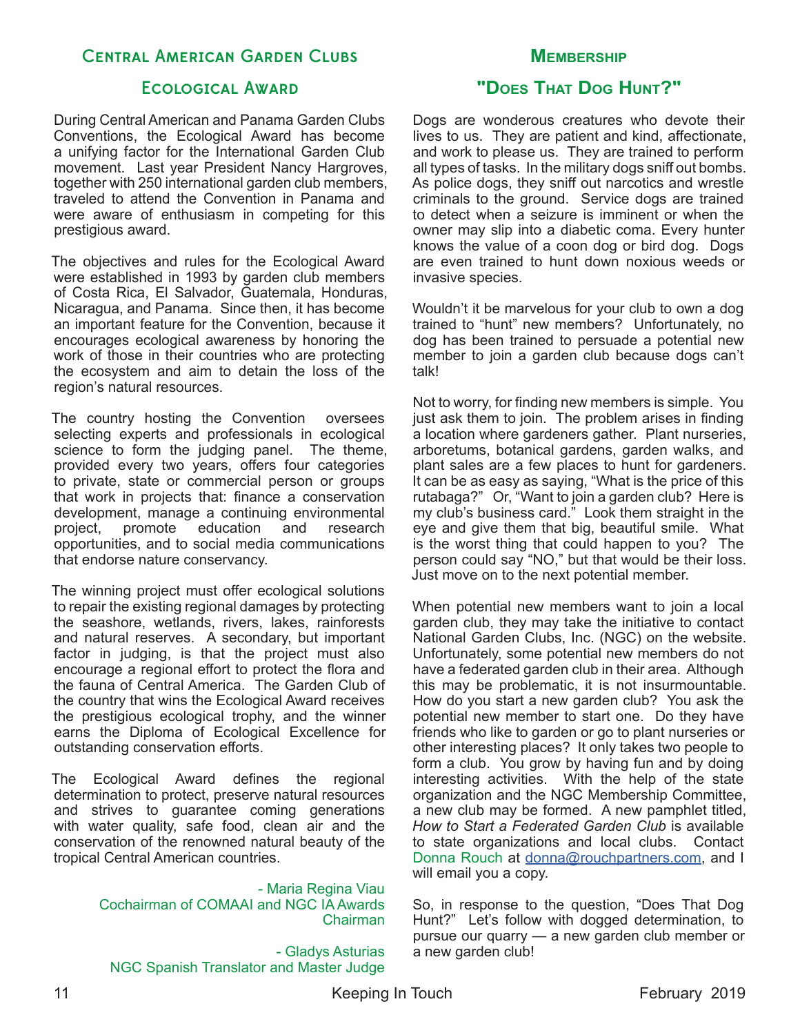## Central American Garden Clubs

## Ecological Award

During Central American and Panama Garden Clubs Conventions, the Ecological Award has become a unifying factor for the International Garden Club movement. Last year President Nancy Hargroves, together with 250 international garden club members, traveled to attend the Convention in Panama and were aware of enthusiasm in competing for this prestigious award.

The objectives and rules for the Ecological Award were established in 1993 by garden club members of Costa Rica, El Salvador, Guatemala, Honduras, Nicaragua, and Panama. Since then, it has become an important feature for the Convention, because it encourages ecological awareness by honoring the work of those in their countries who are protecting the ecosystem and aim to detain the loss of the region's natural resources.

The country hosting the Convention oversees selecting experts and professionals in ecological science to form the judging panel. The theme, provided every two years, offers four categories to private, state or commercial person or groups that work in projects that: finance a conservation development, manage a continuing environmental project, promote education and research opportunities, and to social media communications that endorse nature conservancy.

The winning project must offer ecological solutions to repair the existing regional damages by protecting the seashore, wetlands, rivers, lakes, rainforests and natural reserves. A secondary, but important factor in judging, is that the project must also encourage a regional effort to protect the flora and the fauna of Central America. The Garden Club of the country that wins the Ecological Award receives the prestigious ecological trophy, and the winner earns the Diploma of Ecological Excellence for outstanding conservation efforts.

The Ecological Award defines the regional determination to protect, preserve natural resources and strives to guarantee coming generations with water quality, safe food, clean air and the conservation of the renowned natural beauty of the tropical Central American countries.

- Maria Regina Viau
Cochairman of COMAAI and NGC IA Awards Chairman

- Gladys Asturias
NGC Spanish Translator and Master Judge

## Membership

## "Does That Dog Hunt?"

Dogs are wonderous creatures who devote their lives to us. They are patient and kind, affectionate, and work to please us. They are trained to perform all types of tasks. In the military dogs sniff out bombs. As police dogs, they sniff out narcotics and wrestle criminals to the ground. Service dogs are trained to detect when a seizure is imminent or when the owner may slip into a diabetic coma. Every hunter knows the value of a coon dog or bird dog. Dogs are even trained to hunt down noxious weeds or invasive species.

Wouldn't it be marvelous for your club to own a dog trained to "hunt" new members? Unfortunately, no dog has been trained to persuade a potential new member to join a garden club because dogs can't talk!

Not to worry, for finding new members is simple. You just ask them to join. The problem arises in finding a location where gardeners gather. Plant nurseries, arboretums, botanical gardens, garden walks, and plant sales are a few places to hunt for gardeners. It can be as easy as saying, "What is the price of this rutabaga?" Or, "Want to join a garden club? Here is my club's business card." Look them straight in the eye and give them that big, beautiful smile. What is the worst thing that could happen to you? The person could say "NO," but that would be their loss. Just move on to the next potential member.

When potential new members want to join a local garden club, they may take the initiative to contact National Garden Clubs, Inc. (NGC) on the website. Unfortunately, some potential new members do not have a federated garden club in their area. Although this may be problematic, it is not insurmountable. How do you start a new garden club? You ask the potential new member to start one. Do they have friends who like to garden or go to plant nurseries or other interesting places? It only takes two people to form a club. You grow by having fun and by doing interesting activities. With the help of the state organization and the NGC Membership Committee, a new club may be formed. A new pamphlet titled, *How to Start a Federated Garden Club* is available to state organizations and local clubs. Contact Donna Rouch at donna@rouchpartners.com, and I will email you a copy.

So, in response to the question, "Does That Dog Hunt?" Let's follow with dogged determination, to pursue our quarry — a new garden club member or a new garden club!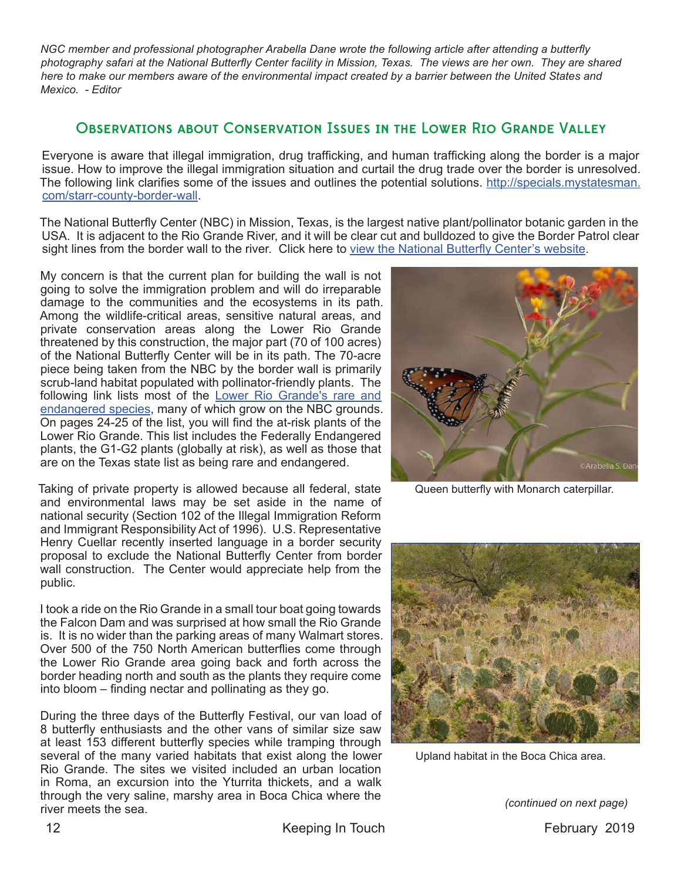*NGC member and professional photographer Arabella Dane wrote the following article after attending a butterfly photography safari at the National Butterfly Center facility in Mission, Texas. The views are her own. They are shared here to make our members aware of the environmental impact created by a barrier between the United States and Mexico. - Editor*

## Observations about Conservation Issues in the Lower Rio Grande Valley

Everyone is aware that illegal immigration, drug trafficking, and human trafficking along the border is a major issue. How to improve the illegal immigration situation and curtail the drug trade over the border is unresolved. The following link clarifies some of the issues and outlines the potential solutions. [http://specials.mystatesman.com/starr-county-border-wall](http://specials.mystatesman.com/starr-county-border-wall).

The National Butterfly Center (NBC) in Mission, Texas, is the largest native plant/pollinator botanic garden in the USA. It is adjacent to the Rio Grande River, and it will be clear cut and bulldozed to give the Border Patrol clear sight lines from the border wall to the river. Click here to view the National Butterfly Center's website.

My concern is that the current plan for building the wall is not going to solve the immigration problem and will do irreparable damage to the communities and the ecosystems in its path. Among the wildlife-critical areas, sensitive natural areas, and private conservation areas along the Lower Rio Grande threatened by this construction, the major part (70 of 100 acres) of the National Butterfly Center will be in its path. The 70-acre piece being taken from the NBC by the border wall is primarily scrub-land habitat populated with pollinator-friendly plants. The following link lists most of the Lower Rio Grande's rare and endangered species, many of which grow on the NBC grounds. On pages 24-25 of the list, you will find the at-risk plants of the Lower Rio Grande. This list includes the Federally Endangered plants, the G1-G2 plants (globally at risk), as well as those that are on the Texas state list as being rare and endangered.

Queen butterfly with Monarch caterpillar.

Taking of private property is allowed because all federal, state and environmental laws may be set aside in the name of national security (Section 102 of the Illegal Immigration Reform and Immigrant Responsibility Act of 1996). U.S. Representative Henry Cuellar recently inserted language in a border security proposal to exclude the National Butterfly Center from border wall construction. The Center would appreciate help from the public.

I took a ride on the Rio Grande in a small tour boat going towards the Falcon Dam and was surprised at how small the Rio Grande is. It is no wider than the parking areas of many Walmart stores. Over 500 of the 750 North American butterflies come through the Lower Rio Grande area going back and forth across the border heading north and south as the plants they require come into bloom – finding nectar and pollinating as they go.

Upland habitat in the Boca Chica area.

During the three days of the Butterfly Festival, our van load of 8 butterfly enthusiasts and the other vans of similar size saw at least 153 different butterfly species while tramping through several of the many varied habitats that exist along the lower Rio Grande. The sites we visited included an urban location in Roma, an excursion into the Yturrita thickets, and a walk through the very saline, marshy area in Boca Chica where the river meets the sea.

*(continued on next page)*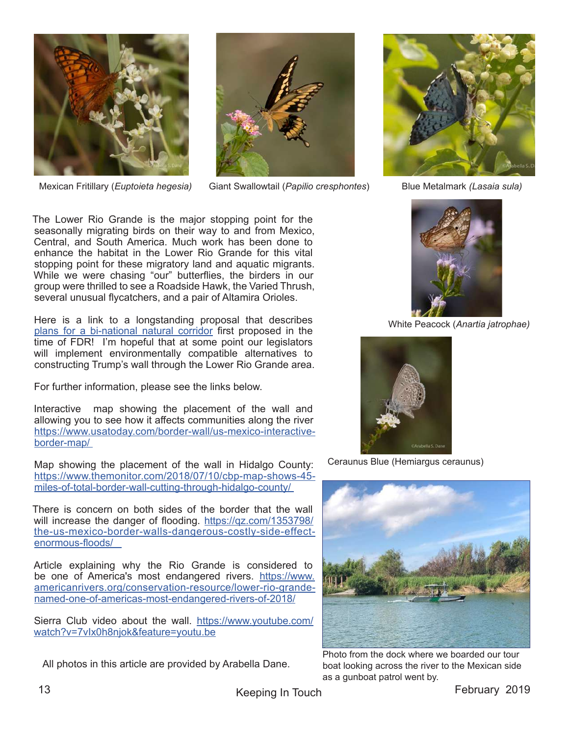Mexican Fritillary (*Euptoieta hegesia)*

Giant Swallowtail (*Papilio cresphontes*)

Blue Metalmark *(Lasaia sula)*

The Lower Rio Grande is the major stopping point for the seasonally migrating birds on their way to and from Mexico, Central, and South America. Much work has been done to enhance the habitat in the Lower Rio Grande for this vital stopping point for these migratory land and aquatic migrants. While we were chasing "our" butterflies, the birders in our group were thrilled to see a Roadside Hawk, the Varied Thrush, several unusual flycatchers, and a pair of Altamira Orioles.

Here is a link to a longstanding proposal that describes plans for a bi-national natural corridor first proposed in the time of FDR! I'm hopeful that at some point our legislators will implement environmentally compatible alternatives to constructing Trump's wall through the Lower Rio Grande area.

For further information, please see the links below.

Interactive map showing the placement of the wall and allowing you to see how it affects communities along the river https://www.usatoday.com/border-wall/us-mexico-interactive-border-map/

Map showing the placement of the wall in Hidalgo County: https://www.themonitor.com/2018/07/10/cbp-map-shows-45-miles-of-total-border-wall-cutting-through-hidalgo-county/

There is concern on both sides of the border that the wall will increase the danger of flooding. https://qz.com/1353798/the-us-mexico-border-walls-dangerous-costly-side-effect-enormous-floods/

Article explaining why the Rio Grande is considered to be one of America's most endangered rivers. https://www.americanrivers.org/conservation-resource/lower-rio-grande-named-one-of-americas-most-endangered-rivers-of-2018/

Sierra Club video about the wall. https://www.youtube.com/watch?v=7vIx0h8njok&feature=youtu.be

All photos in this article are provided by Arabella Dane.

White Peacock (*Anartia jatrophae)*

Ceraunus Blue (Hemiargus ceraunus)

Photo from the dock where we boarded our tour boat looking across the river to the Mexican side as a gunboat patrol went by.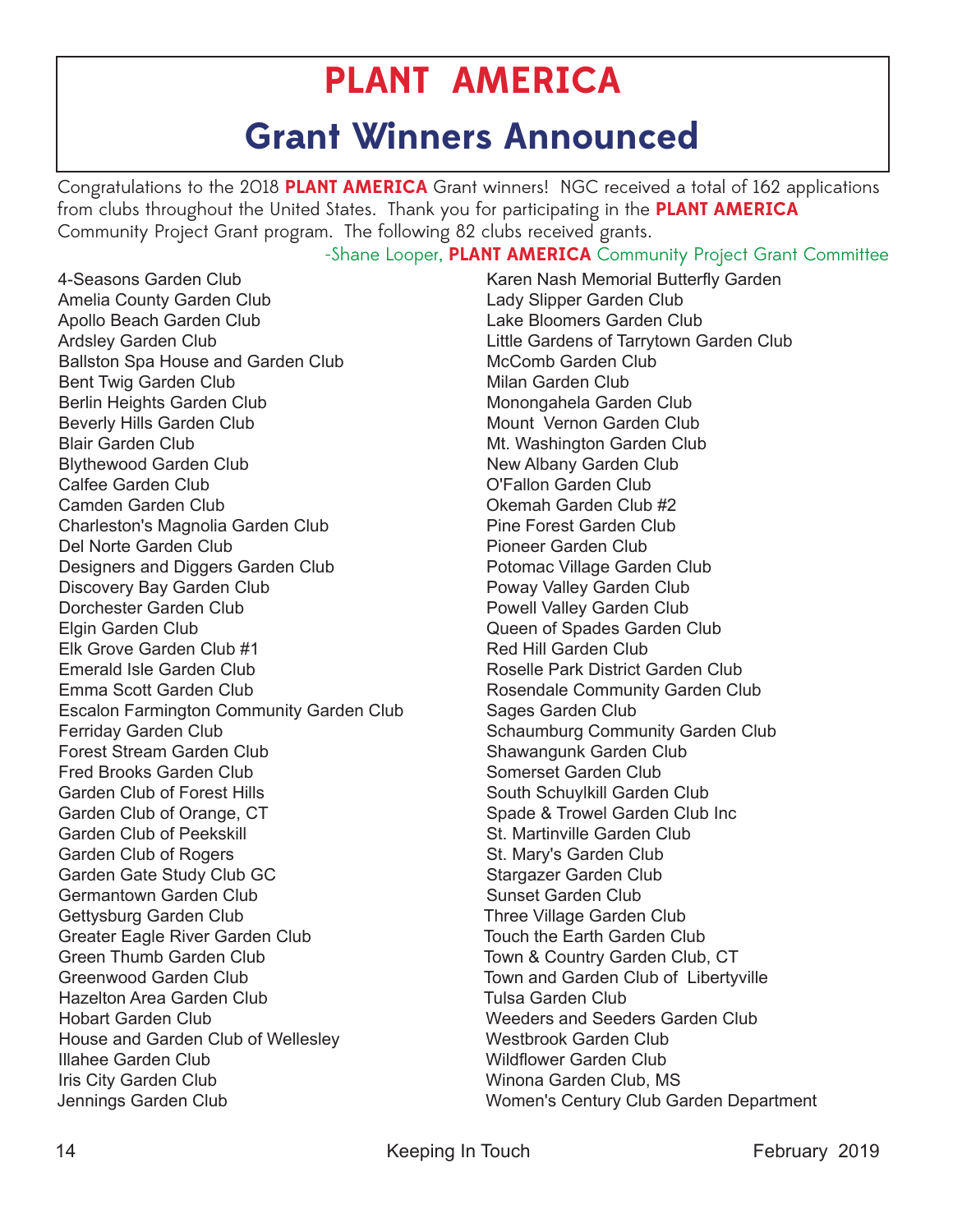# PLANT AMERICA

## Grant Winners Announced

Congratulations to the 2018 **PLANT AMERICA** Grant winners! NGC received a total of 162 applications from clubs throughout the United States. Thank you for participating in the **PLANT AMERICA** Community Project Grant program. The following 82 clubs received grants.

-Shane Looper, **PLANT AMERICA** Community Project Grant Committee

4-Seasons Garden Club
Amelia County Garden Club
Apollo Beach Garden Club
Ardsley Garden Club
Ballston Spa House and Garden Club
Bent Twig Garden Club
Berlin Heights Garden Club
Beverly Hills Garden Club
Blair Garden Club
Blythewood Garden Club
Calfee Garden Club
Camden Garden Club
Charleston's Magnolia Garden Club
Del Norte Garden Club
Designers and Diggers Garden Club
Discovery Bay Garden Club
Dorchester Garden Club
Elgin Garden Club
Elk Grove Garden Club #1
Emerald Isle Garden Club
Emma Scott Garden Club
Escalon Farmington Community Garden Club
Ferriday Garden Club
Forest Stream Garden Club
Fred Brooks Garden Club
Garden Club of Forest Hills
Garden Club of Orange, CT
Garden Club of Peekskill
Garden Club of Rogers
Garden Gate Study Club GC
Germantown Garden Club
Gettysburg Garden Club
Greater Eagle River Garden Club
Green Thumb Garden Club
Greenwood Garden Club
Hazelton Area Garden Club
Hobart Garden Club
House and Garden Club of Wellesley
Illahee Garden Club
Iris City Garden Club
Jennings Garden Club
Karen Nash Memorial Butterfly Garden
Lady Slipper Garden Club
Lake Bloomers Garden Club
Little Gardens of Tarrytown Garden Club
McComb Garden Club
Milan Garden Club
Monongahela Garden Club
Mount Vernon Garden Club
Mt. Washington Garden Club
New Albany Garden Club
O'Fallon Garden Club
Okemah Garden Club #2
Pine Forest Garden Club
Pioneer Garden Club
Potomac Village Garden Club
Poway Valley Garden Club
Powell Valley Garden Club
Queen of Spades Garden Club
Red Hill Garden Club
Roselle Park District Garden Club
Rosendale Community Garden Club
Sages Garden Club
Schaumburg Community Garden Club
Shawangunk Garden Club
Somerset Garden Club
South Schuylkill Garden Club
Spade & Trowel Garden Club Inc
St. Martinville Garden Club
St. Mary's Garden Club
Stargazer Garden Club
Sunset Garden Club
Three Village Garden Club
Touch the Earth Garden Club
Town & Country Garden Club, CT
Town and Garden Club of Libertyville
Tulsa Garden Club
Weeders and Seeders Garden Club
Westbrook Garden Club
Wildflower Garden Club
Winona Garden Club, MS
Women's Century Club Garden Department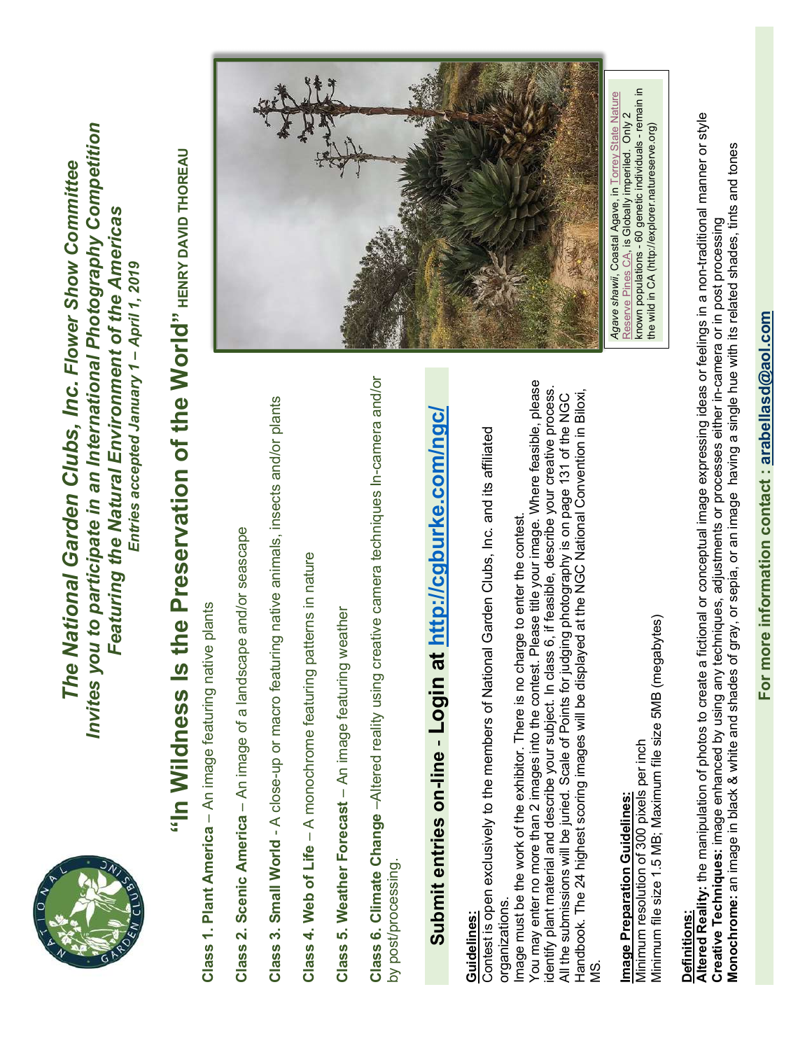# The National Garden Clubs, Inc. Flower Show Committee

## *Invites you to participate in an International Photography Competition*

## *Featuring the Natural Environment of the Americas*

***Entries accepted January 1 – April 1, 2019***

# "In Wildness Is the Preservation of the World" HENRY DAVID THOREAU

**Class 1. Plant America** – An image featuring native plants

**Class 2. Scenic America** – An image of a landscape and/or seascape

**Class 3. Small World** - A close-up or macro featuring native animals, insects and/or plants

**Class 4. Web of Life** – A monochrome featuring patterns in nature

**Class 5. Weather Forecast** – An image featuring weather

**Class 6. Climate Change** –Altered reality using creative camera techniques In-camera and/or by post/processing.

*Agave shawii*, Coastal Agave, in Torrey State Nature Reserve Pines CA, is Globally imperiled. Only 2 known populations - 60 genetic individuals - remain in the wild in CA (http://explorer.natureserve.org)

## Submit entries on-line - Login at http://cgburke.com/ngc/

**Guidelines:**

Contest is open exclusively to the members of National Garden Clubs, Inc. and its affiliated organizations.

Image must be the work of the exhibitor. There is no charge to enter the contest.

You may enter no more than 2 images into the contest. Please title your image. Where feasible, please identify plant material and describe your subject. In class 6, if feasible, describe your creative process. All the submissions will be juried. Scale of Points for judging photography is on page 131 of the NGC Handbook. The 24 highest scoring images will be displayed at the NGC National Convention in Biloxi, MS.

**Image Preparation Guidelines:**

Minimum resolution of 300 pixels per inch

Minimum file size 1.5 MB; Maximum file size 5MB (megabytes)

**Definitions:**

**Altered Reality:** the manipulation of photos to create a fictional or conceptual image expressing ideas or feelings in a non-traditional manner or style

**Creative Techniques:** image enhanced by using any techniques, adjustments or processes either in-camera or in post processing

**Monochrome:** an image in black & white and shades of gray, or sepia, or an image having a single hue with its related shades, tints and tones

**For more information contact : arabellasd@aol.com**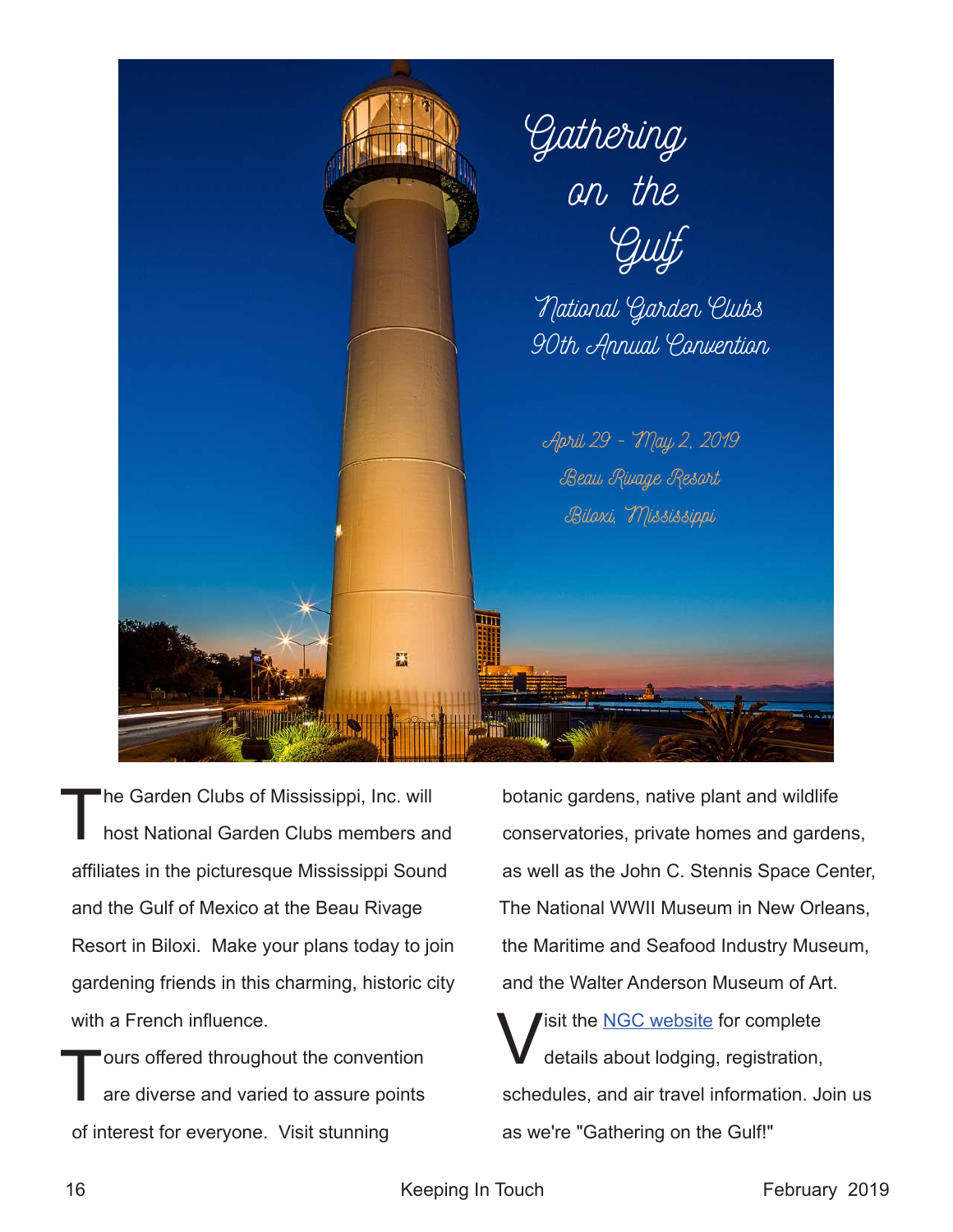# Gathering on the Gulf

## National Garden Clubs 90th Annual Convention

April 29 - May 2, 2019
Beau Rivage Resort
Biloxi, Mississippi

The Garden Clubs of Mississippi, Inc. will host National Garden Clubs members and affiliates in the picturesque Mississippi Sound and the Gulf of Mexico at the Beau Rivage Resort in Biloxi. Make your plans today to join gardening friends in this charming, historic city with a French influence.

Tours offered throughout the convention are diverse and varied to assure points of interest for everyone. Visit stunning botanic gardens, native plant and wildlife conservatories, private homes and gardens, as well as the John C. Stennis Space Center, The National WWII Museum in New Orleans, the Maritime and Seafood Industry Museum, and the Walter Anderson Museum of Art.

Visit the NGC website for complete details about lodging, registration, schedules, and air travel information. Join us as we're "Gathering on the Gulf!"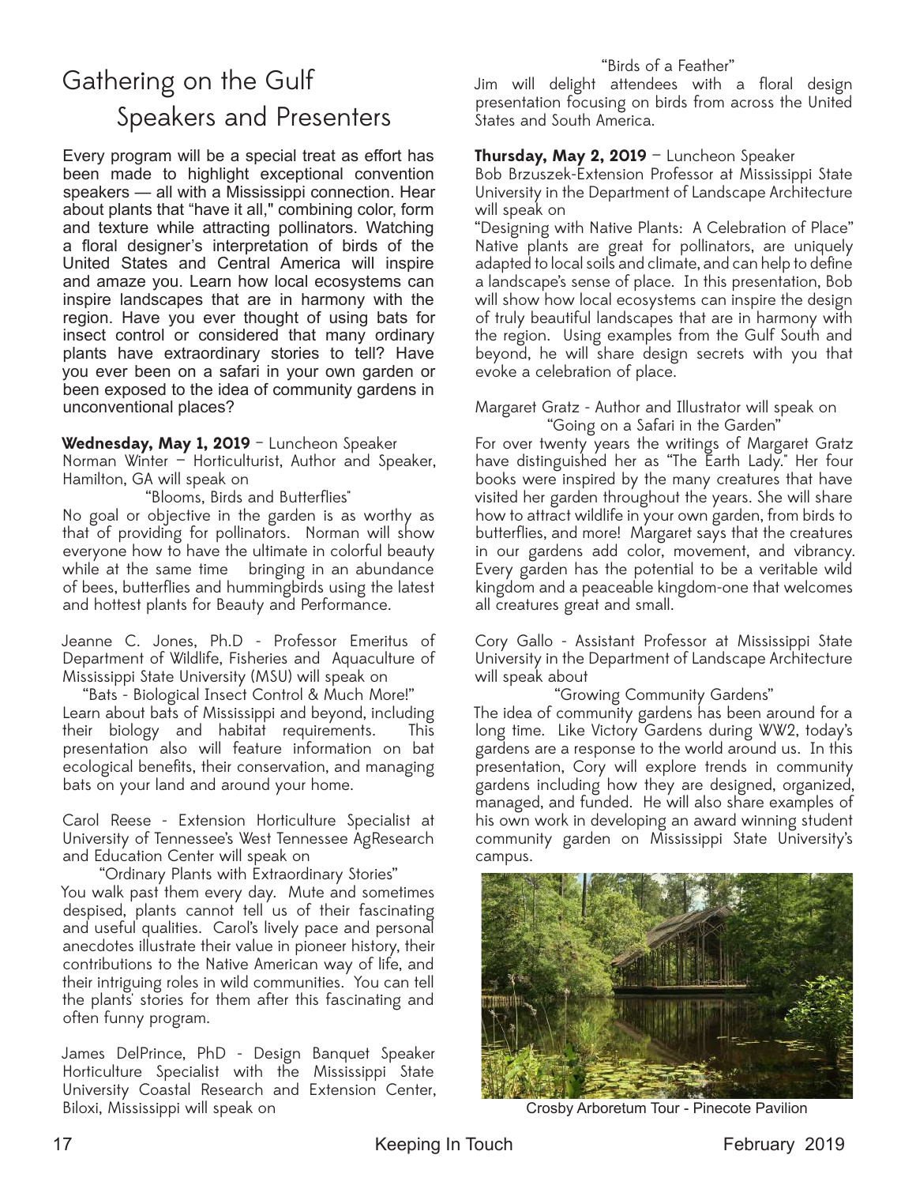# Gathering on the Gulf

## Speakers and Presenters

Every program will be a special treat as effort has been made to highlight exceptional convention speakers — all with a Mississippi connection. Hear about plants that "have it all," combining color, form and texture while attracting pollinators. Watching a floral designer's interpretation of birds of the United States and Central America will inspire and amaze you. Learn how local ecosystems can inspire landscapes that are in harmony with the region. Have you ever thought of using bats for insect control or considered that many ordinary plants have extraordinary stories to tell? Have you ever been on a safari in your own garden or been exposed to the idea of community gardens in unconventional places?

**Wednesday, May 1, 2019** – Luncheon Speaker
Norman Winter – Horticulturist, Author and Speaker, Hamilton, GA will speak on

"Blooms, Birds and Butterflies"

No goal or objective in the garden is as worthy as that of providing for pollinators. Norman will show everyone how to have the ultimate in colorful beauty while at the same time bringing in an abundance of bees, butterflies and hummingbirds using the latest and hottest plants for Beauty and Performance.

Jeanne C. Jones, Ph.D - Professor Emeritus of Department of Wildlife, Fisheries and Aquaculture of Mississippi State University (MSU) will speak on

"Bats - Biological Insect Control & Much More!"

Learn about bats of Mississippi and beyond, including their biology and habitat requirements. This presentation also will feature information on bat ecological benefits, their conservation, and managing bats on your land and around your home.

Carol Reese - Extension Horticulture Specialist at University of Tennessee's West Tennessee AgResearch and Education Center will speak on

"Ordinary Plants with Extraordinary Stories"

You walk past them every day. Mute and sometimes despised, plants cannot tell us of their fascinating and useful qualities. Carol's lively pace and personal anecdotes illustrate their value in pioneer history, their contributions to the Native American way of life, and their intriguing roles in wild communities. You can tell the plants' stories for them after this fascinating and often funny program.

James DelPrince, PhD - Design Banquet Speaker Horticulture Specialist with the Mississippi State University Coastal Research and Extension Center, Biloxi, Mississippi will speak on

"Birds of a Feather"

Jim will delight attendees with a floral design presentation focusing on birds from across the United States and South America.

**Thursday, May 2, 2019** – Luncheon Speaker
Bob Brzuszek-Extension Professor at Mississippi State University in the Department of Landscape Architecture will speak on

"Designing with Native Plants: A Celebration of Place"
Native plants are great for pollinators, are uniquely adapted to local soils and climate, and can help to define a landscape's sense of place. In this presentation, Bob will show how local ecosystems can inspire the design of truly beautiful landscapes that are in harmony with the region. Using examples from the Gulf South and beyond, he will share design secrets with you that evoke a celebration of place.

Margaret Gratz - Author and Illustrator will speak on

"Going on a Safari in the Garden"

For over twenty years the writings of Margaret Gratz have distinguished her as "The Earth Lady." Her four books were inspired by the many creatures that have visited her garden throughout the years. She will share how to attract wildlife in your own garden, from birds to butterflies, and more! Margaret says that the creatures in our gardens add color, movement, and vibrancy. Every garden has the potential to be a veritable wild kingdom and a peaceable kingdom-one that welcomes all creatures great and small.

Cory Gallo - Assistant Professor at Mississippi State University in the Department of Landscape Architecture will speak about

"Growing Community Gardens"

The idea of community gardens has been around for a long time. Like Victory Gardens during WW2, today's gardens are a response to the world around us. In this presentation, Cory will explore trends in community gardens including how they are designed, organized, managed, and funded. He will also share examples of his own work in developing an award winning student community garden on Mississippi State University's campus.

Crosby Arboretum Tour - Pinecote Pavilion